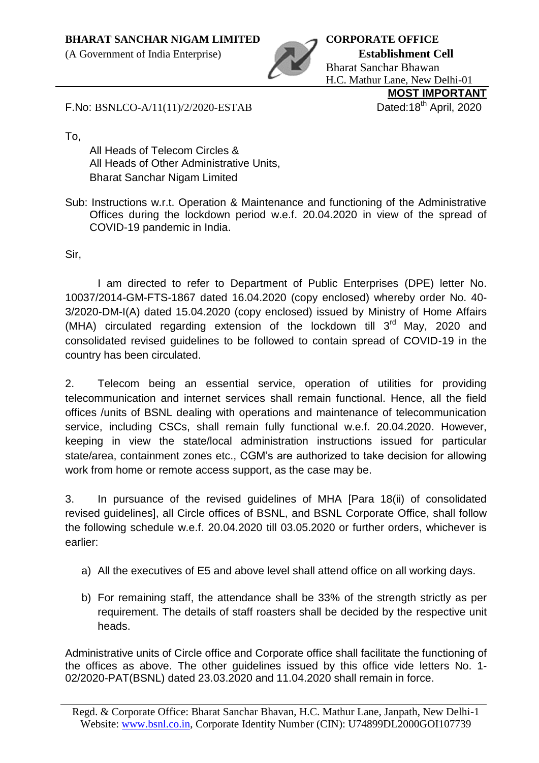**BHARAT SANCHAR NIGAM LIMITED**
(A Government of India Enterprise)

**CORPORATE OFFICE**
**Establishment Cell**
Bharat Sanchar Bhawan
H.C. Mathur Lane, New Delhi-01

**MOST IMPORTANT**

F.No: BSNLCO-A/11(11)/2/2020-ESTAB

Dated:18th April, 2020

To,

All Heads of Telecom Circles &
All Heads of Other Administrative Units,
Bharat Sanchar Nigam Limited

Sub: Instructions w.r.t. Operation & Maintenance and functioning of the Administrative Offices during the lockdown period w.e.f. 20.04.2020 in view of the spread of COVID-19 pandemic in India.

Sir,

I am directed to refer to Department of Public Enterprises (DPE) letter No. 10037/2014-GM-FTS-1867 dated 16.04.2020 (copy enclosed) whereby order No. 40-3/2020-DM-I(A) dated 15.04.2020 (copy enclosed) issued by Ministry of Home Affairs (MHA) circulated regarding extension of the lockdown till 3rd May, 2020 and consolidated revised guidelines to be followed to contain spread of COVID-19 in the country has been circulated.

2. Telecom being an essential service, operation of utilities for providing telecommunication and internet services shall remain functional. Hence, all the field offices /units of BSNL dealing with operations and maintenance of telecommunication service, including CSCs, shall remain fully functional w.e.f. 20.04.2020. However, keeping in view the state/local administration instructions issued for particular state/area, containment zones etc., CGM's are authorized to take decision for allowing work from home or remote access support, as the case may be.

3. In pursuance of the revised guidelines of MHA [Para 18(ii) of consolidated revised guidelines], all Circle offices of BSNL, and BSNL Corporate Office, shall follow the following schedule w.e.f. 20.04.2020 till 03.05.2020 or further orders, whichever is earlier:

a) All the executives of E5 and above level shall attend office on all working days.

b) For remaining staff, the attendance shall be 33% of the strength strictly as per requirement. The details of staff roasters shall be decided by the respective unit heads.

Administrative units of Circle office and Corporate office shall facilitate the functioning of the offices as above. The other guidelines issued by this office vide letters No. 1-02/2020-PAT(BSNL) dated 23.03.2020 and 11.04.2020 shall remain in force.

Regd. & Corporate Office: Bharat Sanchar Bhavan, H.C. Mathur Lane, Janpath, New Delhi-1
Website: www.bsnl.co.in, Corporate Identity Number (CIN): U74899DL2000GOI107739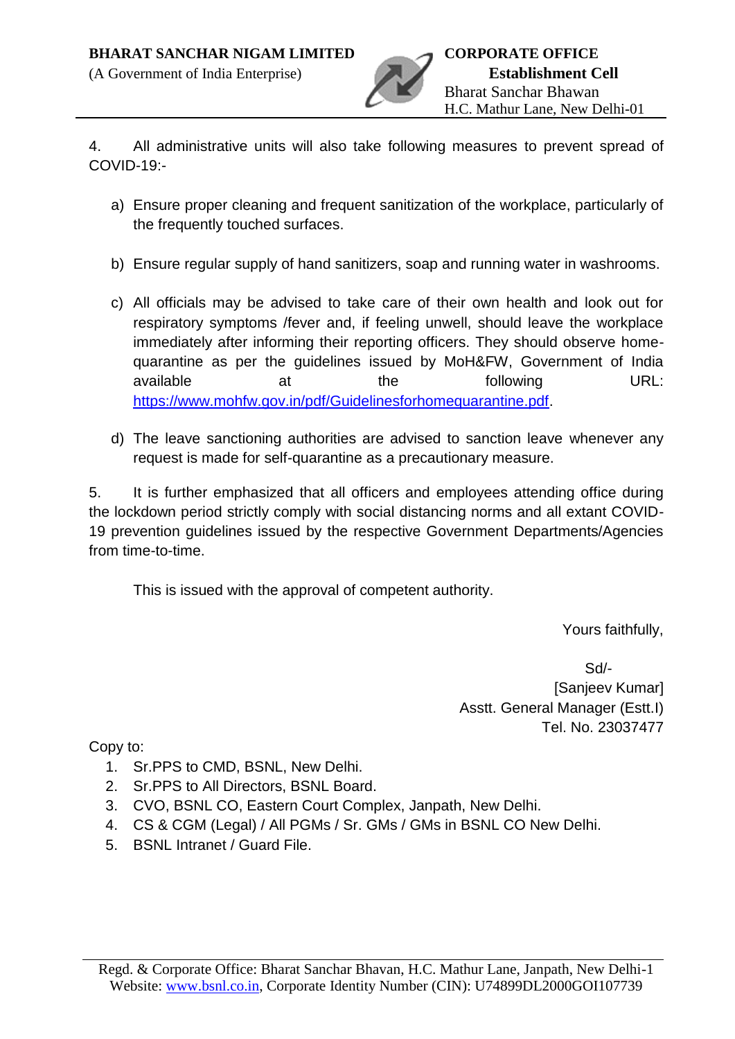4. All administrative units will also take following measures to prevent spread of COVID-19:-

a) Ensure proper cleaning and frequent sanitization of the workplace, particularly of the frequently touched surfaces.

b) Ensure regular supply of hand sanitizers, soap and running water in washrooms.

c) All officials may be advised to take care of their own health and look out for respiratory symptoms /fever and, if feeling unwell, should leave the workplace immediately after informing their reporting officers. They should observe home-quarantine as per the guidelines issued by MoH&FW, Government of India available at the following URL: https://www.mohfw.gov.in/pdf/Guidelinesforhomequarantine.pdf.

d) The leave sanctioning authorities are advised to sanction leave whenever any request is made for self-quarantine as a precautionary measure.

5. It is further emphasized that all officers and employees attending office during the lockdown period strictly comply with social distancing norms and all extant COVID-19 prevention guidelines issued by the respective Government Departments/Agencies from time-to-time.

This is issued with the approval of competent authority.

Yours faithfully,

Sd/-
[Sanjeev Kumar]
Asstt. General Manager (Estt.I)
Tel. No. 23037477

Copy to:

1. Sr.PPS to CMD, BSNL, New Delhi.
2. Sr.PPS to All Directors, BSNL Board.
3. CVO, BSNL CO, Eastern Court Complex, Janpath, New Delhi.
4. CS & CGM (Legal) / All PGMs / Sr. GMs / GMs in BSNL CO New Delhi.
5. BSNL Intranet / Guard File.